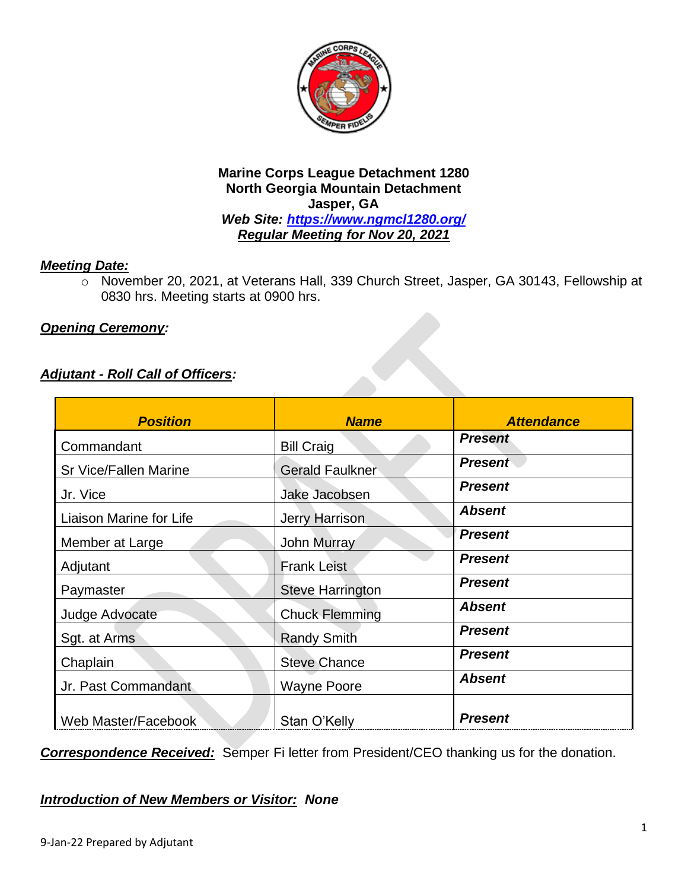**Marine Corps League Detachment 1280**
**North Georgia Mountain Detachment**
**Jasper, GA**
***Web Site: https://www.ngmcl1280.org/***
***Regular Meeting for Nov 20, 2021***

***Meeting Date:***

- November 20, 2021, at Veterans Hall, 339 Church Street, Jasper, GA 30143, Fellowship at 0830 hrs. Meeting starts at 0900 hrs.

***Opening Ceremony:***

***Adjutant - Roll Call of Officers:***

| ***Position*** | ***Name*** | ***Attendance*** |
|---|---|---|
| Commandant | Bill Craig | ***Present*** |
| Sr Vice/Fallen Marine | Gerald Faulkner | ***Present*** |
| Jr. Vice | Jake Jacobsen | ***Present*** |
| Liaison Marine for Life | Jerry Harrison | ***Absent*** |
| Member at Large | John Murray | ***Present*** |
| Adjutant | Frank Leist | ***Present*** |
| Paymaster | Steve Harrington | ***Present*** |
| Judge Advocate | Chuck Flemming | ***Absent*** |
| Sgt. at Arms | Randy Smith | ***Present*** |
| Chaplain | Steve Chance | ***Present*** |
| Jr. Past Commandant | Wayne Poore | ***Absent*** |
| Web Master/Facebook | Stan O'Kelly | ***Present*** |

***Correspondence Received:*** Semper Fi letter from President/CEO thanking us for the donation.

***Introduction of New Members or Visitor:* *None***

9-Jan-22 Prepared by Adjutant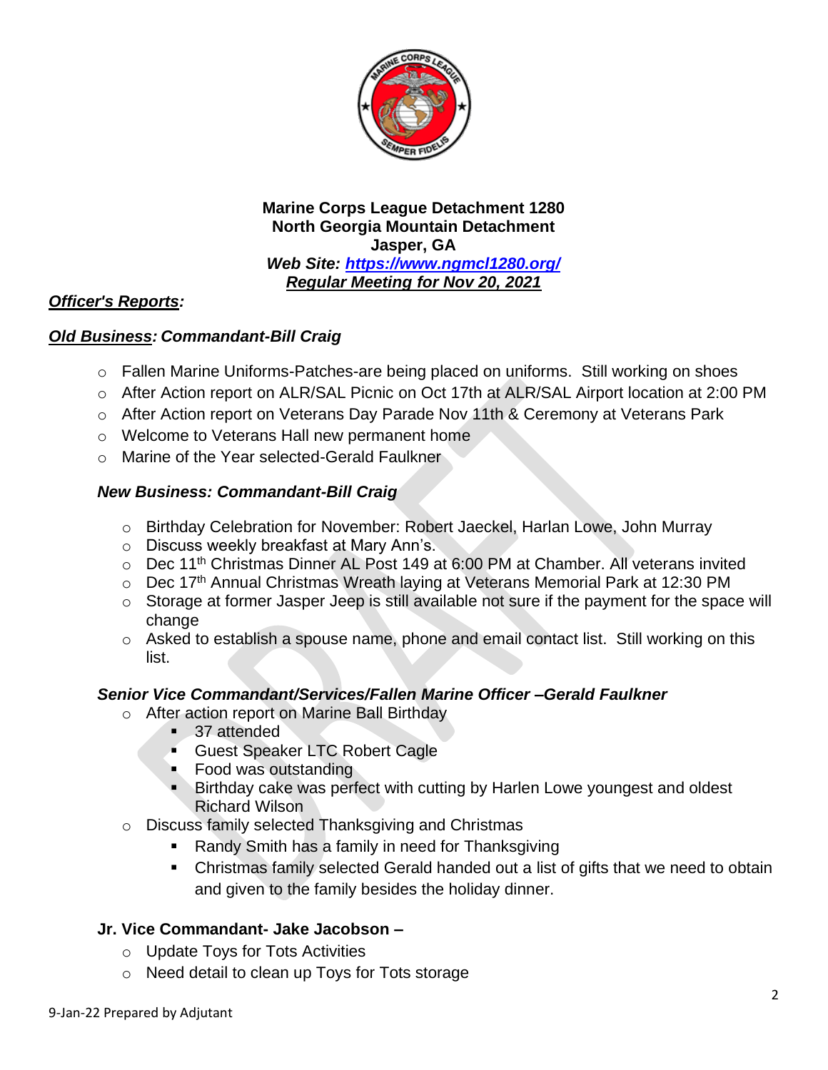**Marine Corps League Detachment 1280**
**North Georgia Mountain Detachment**
**Jasper, GA**
***Web Site: [https://www.ngmcl1280.org/](https://www.ngmcl1280.org/)***
***Regular Meeting for Nov 20, 2021***

***Officer's Reports:***

## ***Old Business: Commandant-Bill Craig***

- Fallen Marine Uniforms-Patches-are being placed on uniforms. Still working on shoes
- After Action report on ALR/SAL Picnic on Oct 17th at ALR/SAL Airport location at 2:00 PM
- After Action report on Veterans Day Parade Nov 11th & Ceremony at Veterans Park
- Welcome to Veterans Hall new permanent home
- Marine of the Year selected-Gerald Faulkner

### ***New Business: Commandant-Bill Craig***

- Birthday Celebration for November: Robert Jaeckel, Harlan Lowe, John Murray
- Discuss weekly breakfast at Mary Ann's.
- Dec 11th Christmas Dinner AL Post 149 at 6:00 PM at Chamber. All veterans invited
- Dec 17th Annual Christmas Wreath laying at Veterans Memorial Park at 12:30 PM
- Storage at former Jasper Jeep is still available not sure if the payment for the space will change
- Asked to establish a spouse name, phone and email contact list. Still working on this list.

### ***Senior Vice Commandant/Services/Fallen Marine Officer –Gerald Faulkner***

- After action report on Marine Ball Birthday
  - 37 attended
  - Guest Speaker LTC Robert Cagle
  - Food was outstanding
  - Birthday cake was perfect with cutting by Harlen Lowe youngest and oldest Richard Wilson
- Discuss family selected Thanksgiving and Christmas
  - Randy Smith has a family in need for Thanksgiving
  - Christmas family selected Gerald handed out a list of gifts that we need to obtain and given to the family besides the holiday dinner.

### **Jr. Vice Commandant- Jake Jacobson –**

- Update Toys for Tots Activities
- Need detail to clean up Toys for Tots storage

9-Jan-22 Prepared by Adjutant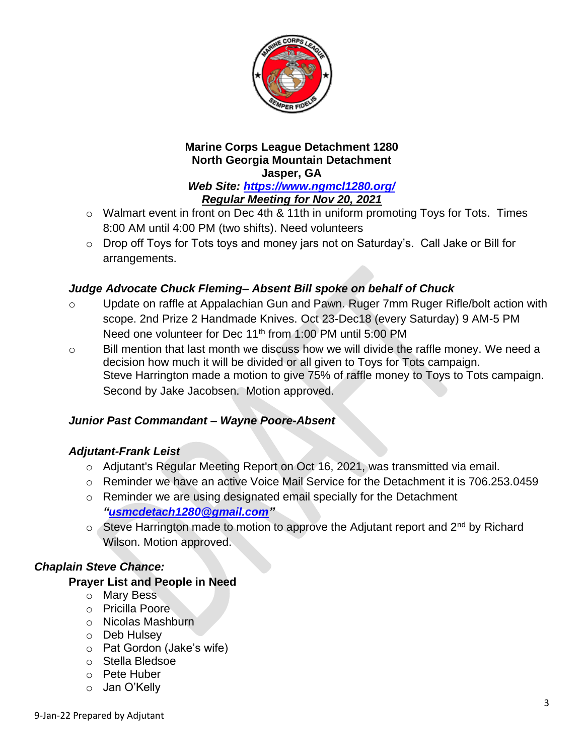**Marine Corps League Detachment 1280**
**North Georgia Mountain Detachment**
**Jasper, GA**
***Web Site: [https://www.ngmcl1280.org/](https://www.ngmcl1280.org/)***
***Regular Meeting for Nov 20, 2021***

- Walmart event in front on Dec 4th & 11th in uniform promoting Toys for Tots. Times 8:00 AM until 4:00 PM (two shifts). Need volunteers
- Drop off Toys for Tots toys and money jars not on Saturday's. Call Jake or Bill for arrangements.

### *Judge Advocate Chuck Fleming– Absent Bill spoke on behalf of Chuck*

- Update on raffle at Appalachian Gun and Pawn. Ruger 7mm Ruger Rifle/bolt action with scope. 2nd Prize 2 Handmade Knives. Oct 23-Dec18 (every Saturday) 9 AM-5 PM Need one volunteer for Dec 11th from 1:00 PM until 5:00 PM
- Bill mention that last month we discuss how we will divide the raffle money. We need a decision how much it will be divided or all given to Toys for Tots campaign. Steve Harrington made a motion to give 75% of raffle money to Toys to Tots campaign. Second by Jake Jacobsen. Motion approved.

### *Junior Past Commandant – Wayne Poore-Absent*

### *Adjutant-Frank Leist*

- Adjutant's Regular Meeting Report on Oct 16, 2021, was transmitted via email.
- Reminder we have an active Voice Mail Service for the Detachment it is 706.253.0459
- Reminder we are using designated email specially for the Detachment ***"[usmcdetach1280@gmail.com](mailto:usmcdetach1280@gmail.com)"***
- Steve Harrington made to motion to approve the Adjutant report and 2nd by Richard Wilson. Motion approved.

### *Chaplain Steve Chance:*

**Prayer List and People in Need**

- Mary Bess
- Pricilla Poore
- Nicolas Mashburn
- Deb Hulsey
- Pat Gordon (Jake's wife)
- Stella Bledsoe
- Pete Huber
- Jan O'Kelly

9-Jan-22 Prepared by Adjutant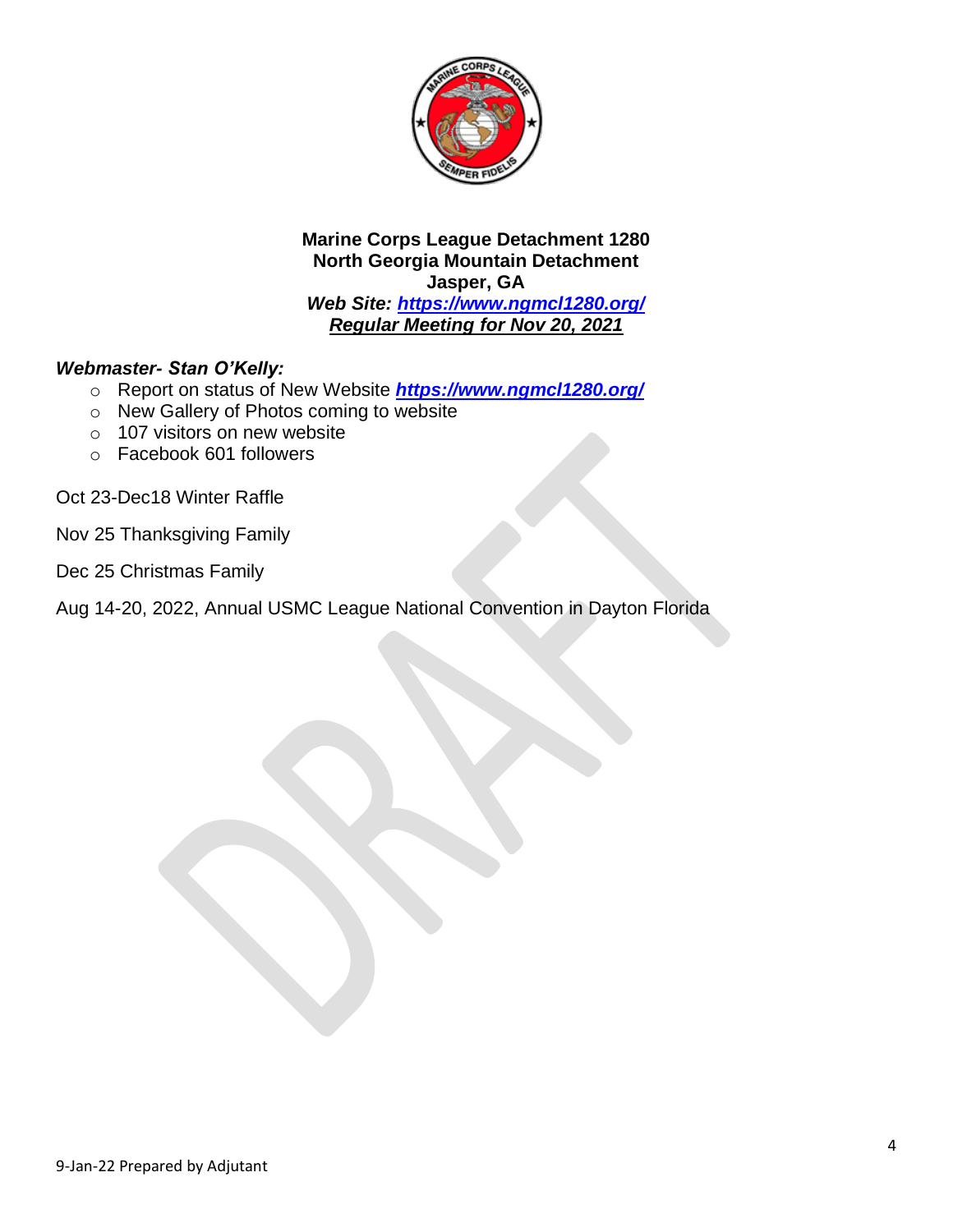**Marine Corps League Detachment 1280**
**North Georgia Mountain Detachment**
**Jasper, GA**
***Web Site: https://www.ngmcl1280.org/***
***Regular Meeting for Nov 20, 2021***

***Webmaster- Stan O'Kelly:***

- Report on status of New Website ***https://www.ngmcl1280.org/***
- New Gallery of Photos coming to website
- 107 visitors on new website
- Facebook 601 followers

Oct 23-Dec18 Winter Raffle

Nov 25 Thanksgiving Family

Dec 25 Christmas Family

Aug 14-20, 2022, Annual USMC League National Convention in Dayton Florida

9-Jan-22 Prepared by Adjutant